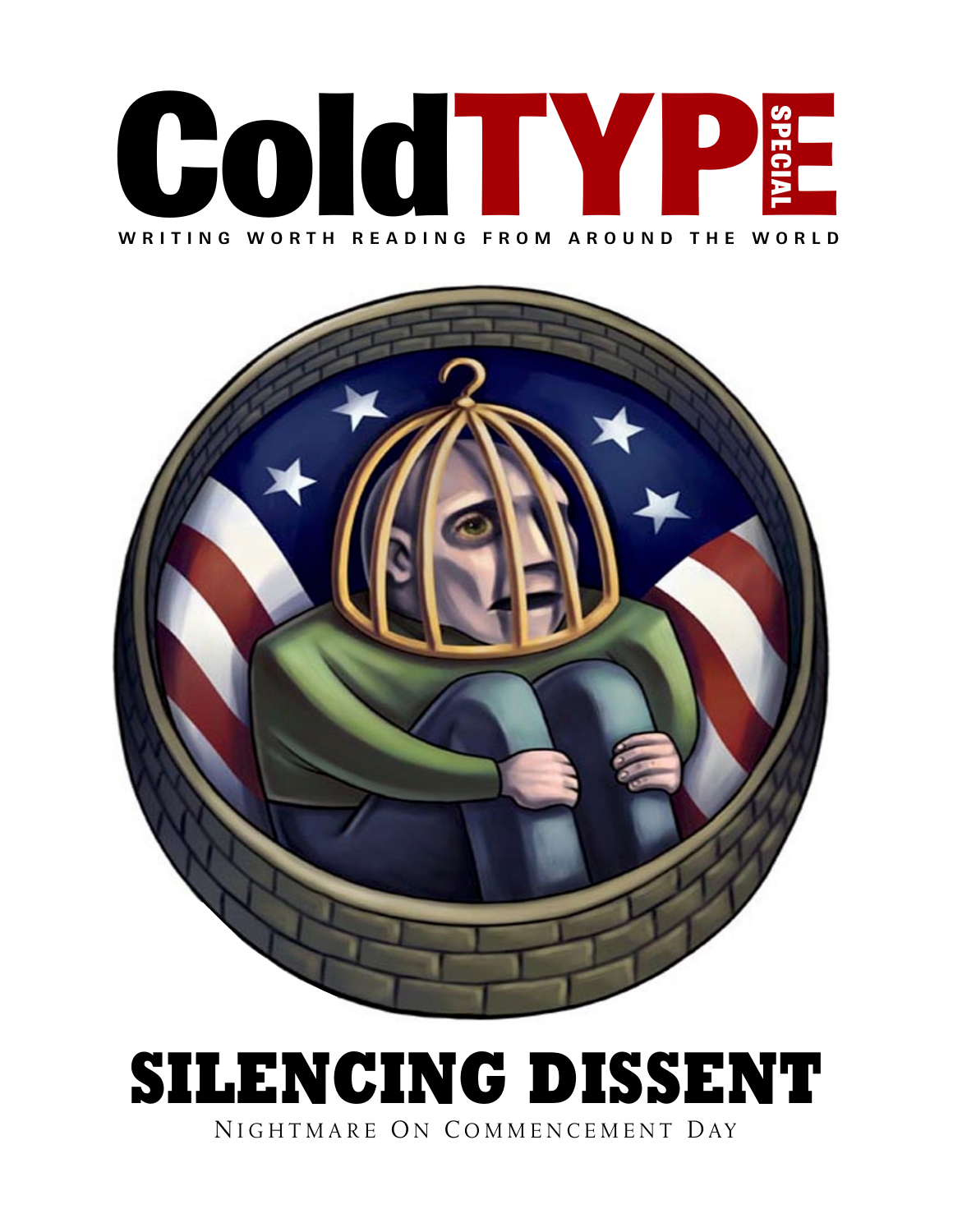# ColdTYPE SPECIAL

**WRITING WORTH READING FROM AROUND THE WORLD**

# SILENCING DISSENT

NIGHTMARE ON COMMENCEMENT DAY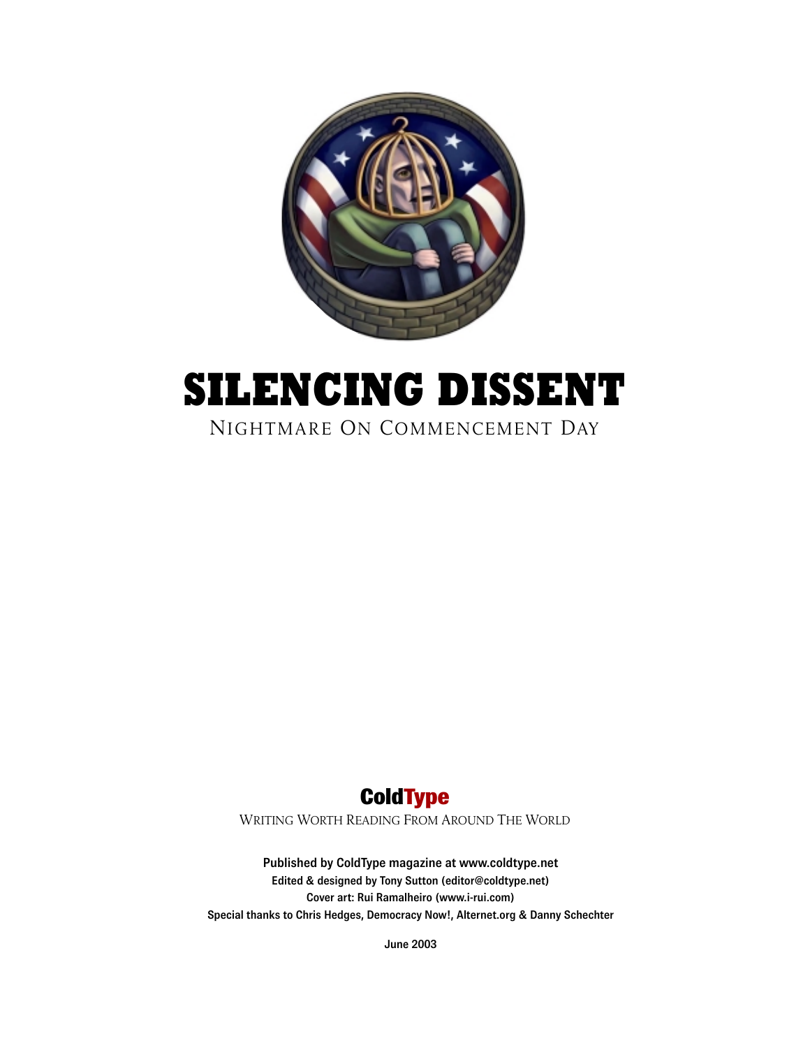# SILENCING DISSENT

NIGHTMARE ON COMMENCEMENT DAY

**ColdType**

WRITING WORTH READING FROM AROUND THE WORLD

**Published by ColdType magazine at www.coldtype.net**

**Edited & designed by Tony Sutton (editor@coldtype.net)**

**Cover art: Rui Ramalheiro (www.i-rui.com)**

**Special thanks to Chris Hedges, Democracy Now!, Alternet.org & Danny Schechter**

**June 2003**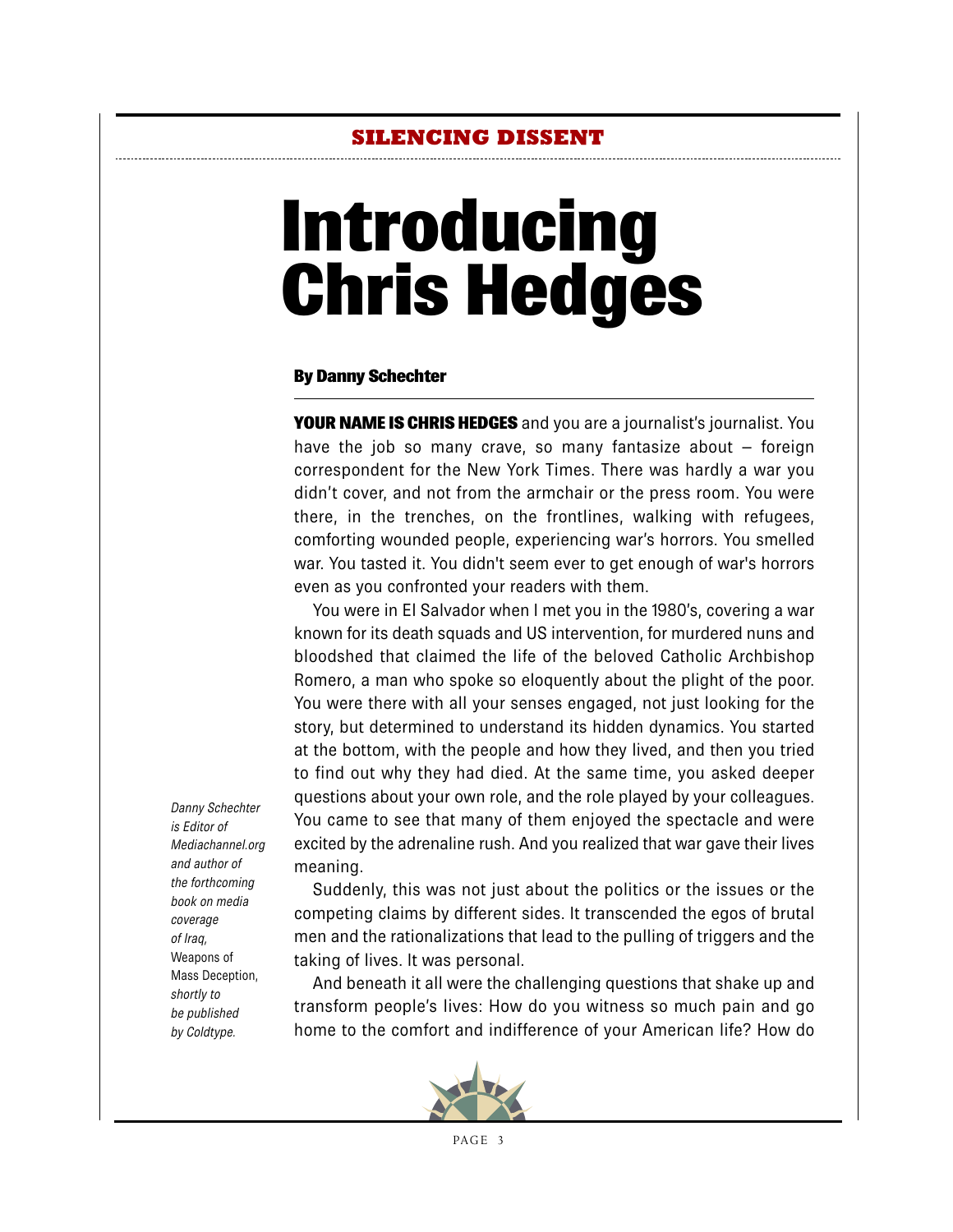SILENCING DISSENT

# Introducing Chris Hedges

**By Danny Schechter**

*Danny Schechter is Editor of Mediachannel.org and author of the forthcoming book on media coverage of Iraq,* Weapons of Mass Deception, *shortly to be published by Coldtype.*

**YOUR NAME IS CHRIS HEDGES** and you are a journalist's journalist. You have the job so many crave, so many fantasize about – foreign correspondent for the New York Times. There was hardly a war you didn't cover, and not from the armchair or the press room. You were there, in the trenches, on the frontlines, walking with refugees, comforting wounded people, experiencing war's horrors. You smelled war. You tasted it. You didn't seem ever to get enough of war's horrors even as you confronted your readers with them.

You were in El Salvador when I met you in the 1980's, covering a war known for its death squads and US intervention, for murdered nuns and bloodshed that claimed the life of the beloved Catholic Archbishop Romero, a man who spoke so eloquently about the plight of the poor. You were there with all your senses engaged, not just looking for the story, but determined to understand its hidden dynamics. You started at the bottom, with the people and how they lived, and then you tried to find out why they had died. At the same time, you asked deeper questions about your own role, and the role played by your colleagues. You came to see that many of them enjoyed the spectacle and were excited by the adrenaline rush. And you realized that war gave their lives meaning.

Suddenly, this was not just about the politics or the issues or the competing claims by different sides. It transcended the egos of brutal men and the rationalizations that lead to the pulling of triggers and the taking of lives. It was personal.

And beneath it all were the challenging questions that shake up and transform people's lives: How do you witness so much pain and go home to the comfort and indifference of your American life? How do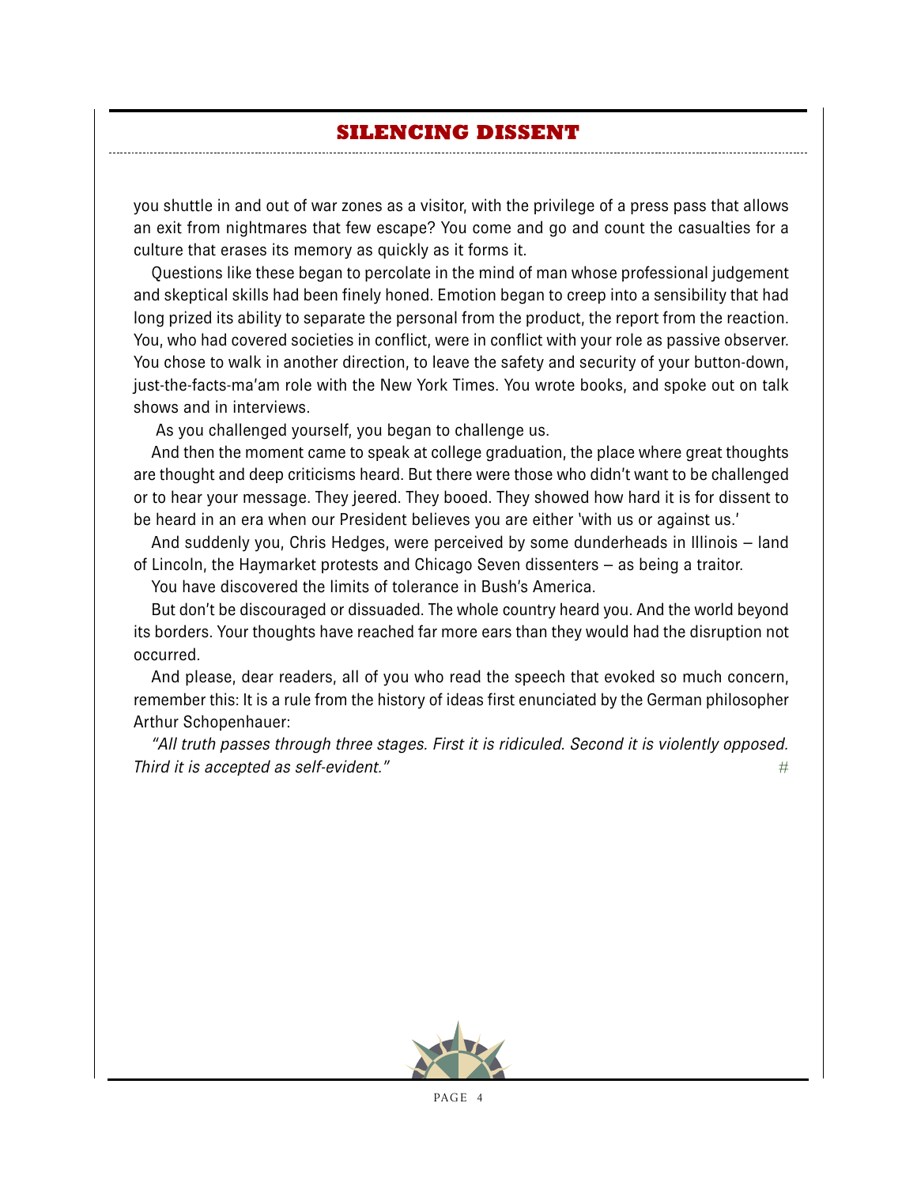you shuttle in and out of war zones as a visitor, with the privilege of a press pass that allows an exit from nightmares that few escape? You come and go and count the casualties for a culture that erases its memory as quickly as it forms it.

Questions like these began to percolate in the mind of man whose professional judgement and skeptical skills had been finely honed. Emotion began to creep into a sensibility that had long prized its ability to separate the personal from the product, the report from the reaction. You, who had covered societies in conflict, were in conflict with your role as passive observer. You chose to walk in another direction, to leave the safety and security of your button-down, just-the-facts-ma'am role with the New York Times. You wrote books, and spoke out on talk shows and in interviews.

As you challenged yourself, you began to challenge us.

And then the moment came to speak at college graduation, the place where great thoughts are thought and deep criticisms heard. But there were those who didn't want to be challenged or to hear your message. They jeered. They booed. They showed how hard it is for dissent to be heard in an era when our President believes you are either 'with us or against us.'

And suddenly you, Chris Hedges, were perceived by some dunderheads in Illinois – land of Lincoln, the Haymarket protests and Chicago Seven dissenters – as being a traitor.

You have discovered the limits of tolerance in Bush's America.

But don't be discouraged or dissuaded. The whole country heard you. And the world beyond its borders. Your thoughts have reached far more ears than they would had the disruption not occurred.

And please, dear readers, all of you who read the speech that evoked so much concern, remember this: It is a rule from the history of ideas first enunciated by the German philosopher Arthur Schopenhauer:

*"All truth passes through three stages. First it is ridiculed. Second it is violently opposed. Third it is accepted as self-evident."* #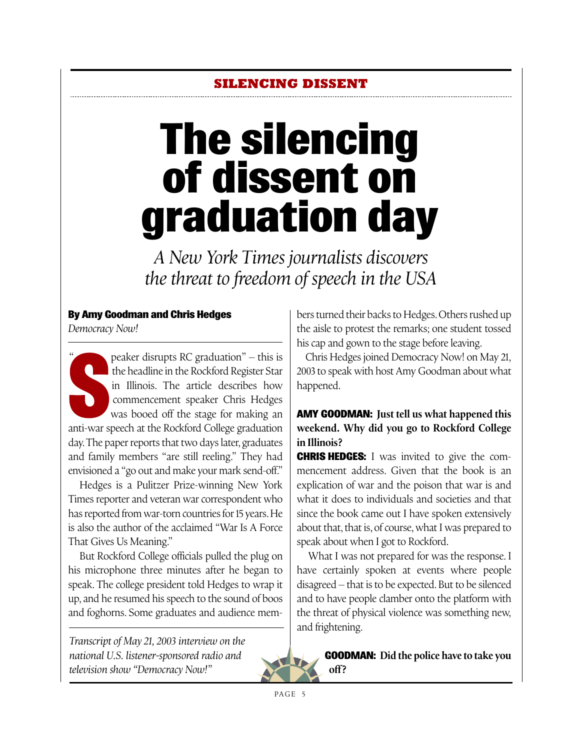**SILENCING DISSENT**

# The silencing of dissent on graduation day

*A New York Times journalists discovers the threat to freedom of speech in the USA*

**By Amy Goodman and Chris Hedges**
*Democracy Now!*

"Speaker disrupts RC graduation" – this is the headline in the Rockford Register Star in Illinois. The article describes how commencement speaker Chris Hedges was booed off the stage for making an anti-war speech at the Rockford College graduation day. The paper reports that two days later, graduates and family members "are still reeling." They had envisioned a "go out and make your mark send-off."

Hedges is a Pulitzer Prize-winning New York Times reporter and veteran war correspondent who has reported from war-torn countries for 15 years. He is also the author of the acclaimed "War Is A Force That Gives Us Meaning."

But Rockford College officials pulled the plug on his microphone three minutes after he began to speak. The college president told Hedges to wrap it up, and he resumed his speech to the sound of boos and foghorns. Some graduates and audience members turned their backs to Hedges. Others rushed up the aisle to protest the remarks; one student tossed his cap and gown to the stage before leaving.

Chris Hedges joined Democracy Now! on May 21, 2003 to speak with host Amy Goodman about what happened.

*Transcript of May 21, 2003 interview on the national U.S. listener-sponsored radio and television show "Democracy Now!"*

**AMY GOODMAN: Just tell us what happened this weekend. Why did you go to Rockford College in Illinois?**

**CHRIS HEDGES:** I was invited to give the commencement address. Given that the book is an explication of war and the poison that war is and what it does to individuals and societies and that since the book came out I have spoken extensively about that, that is, of course, what I was prepared to speak about when I got to Rockford.

What I was not prepared for was the response. I have certainly spoken at events where people disagreed – that is to be expected. But to be silenced and to have people clamber onto the platform with the threat of physical violence was something new, and frightening.

**GOODMAN: Did the police have to take you off?**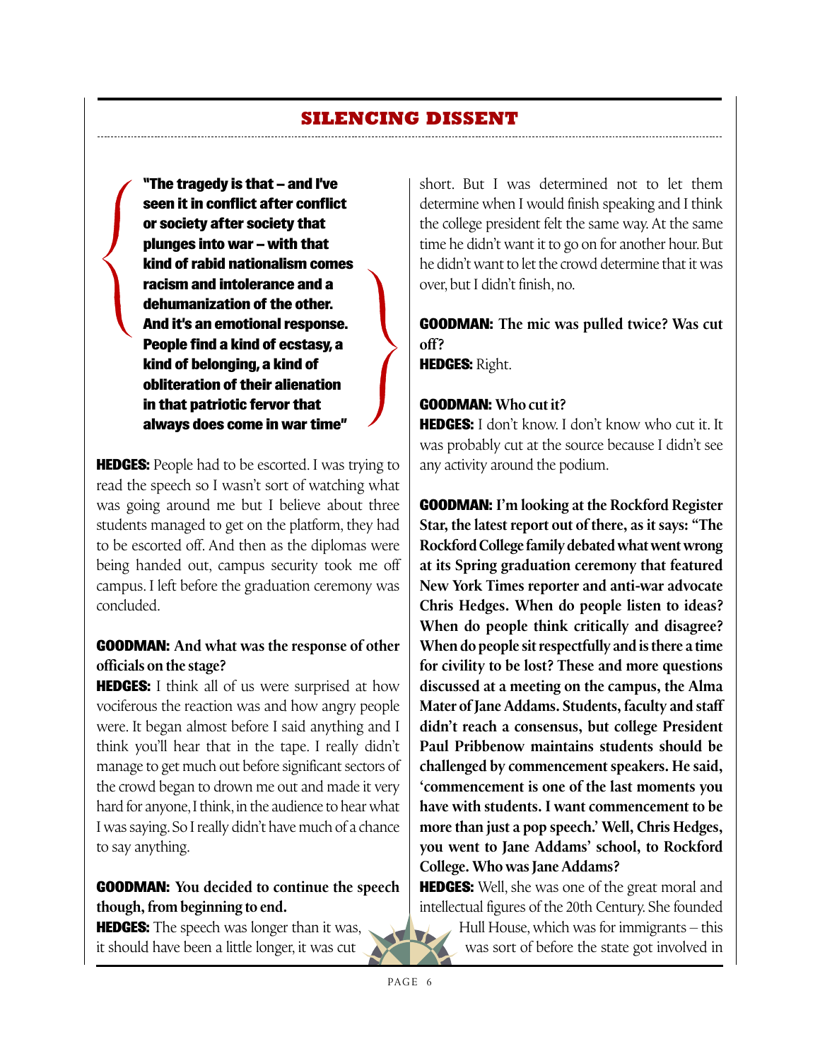## SILENCING DISSENT

> **"The tragedy is that – and I've seen it in conflict after conflict or society after society that plunges into war – with that kind of rabid nationalism comes racism and intolerance and a dehumanization of the other. And it's an emotional response. People find a kind of ecstasy, a kind of belonging, a kind of obliteration of their alienation in that patriotic fervor that always does come in war time"**

**HEDGES:** People had to be escorted. I was trying to read the speech so I wasn't sort of watching what was going around me but I believe about three students managed to get on the platform, they had to be escorted off. And then as the diplomas were being handed out, campus security took me off campus. I left before the graduation ceremony was concluded.

**GOODMAN: And what was the response of other officials on the stage?**

**HEDGES:** I think all of us were surprised at how vociferous the reaction was and how angry people were. It began almost before I said anything and I think you'll hear that in the tape. I really didn't manage to get much out before significant sectors of the crowd began to drown me out and made it very hard for anyone, I think, in the audience to hear what I was saying. So I really didn't have much of a chance to say anything.

**GOODMAN: You decided to continue the speech though, from beginning to end.**

**HEDGES:** The speech was longer than it was, it should have been a little longer, it was cut short. But I was determined not to let them determine when I would finish speaking and I think the college president felt the same way. At the same time he didn't want it to go on for another hour. But he didn't want to let the crowd determine that it was over, but I didn't finish, no.

**GOODMAN: The mic was pulled twice? Was cut off?**

**HEDGES:** Right.

**GOODMAN: Who cut it?**

**HEDGES:** I don't know. I don't know who cut it. It was probably cut at the source because I didn't see any activity around the podium.

**GOODMAN: I'm looking at the Rockford Register Star, the latest report out of there, as it says: "The Rockford College family debated what went wrong at its Spring graduation ceremony that featured New York Times reporter and anti-war advocate Chris Hedges. When do people listen to ideas? When do people think critically and disagree? When do people sit respectfully and is there a time for civility to be lost? These and more questions discussed at a meeting on the campus, the Alma Mater of Jane Addams. Students, faculty and staff didn't reach a consensus, but college President Paul Pribbenow maintains students should be challenged by commencement speakers. He said, 'commencement is one of the last moments you have with students. I want commencement to be more than just a pop speech.' Well, Chris Hedges, you went to Jane Addams' school, to Rockford College. Who was Jane Addams?**

**HEDGES:** Well, she was one of the great moral and intellectual figures of the 20th Century. She founded Hull House, which was for immigrants – this was sort of before the state got involved in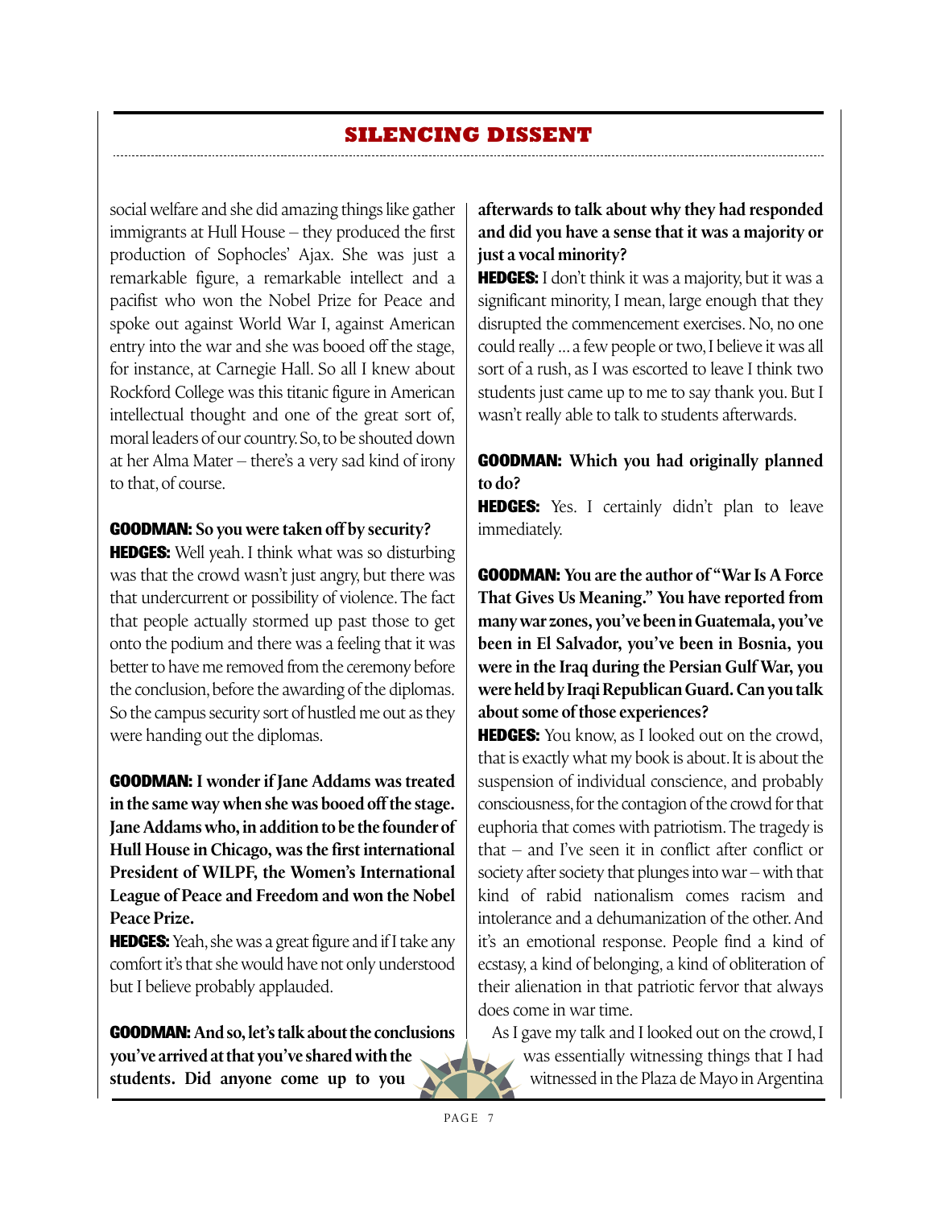social welfare and she did amazing things like gather immigrants at Hull House – they produced the first production of Sophocles' Ajax. She was just a remarkable figure, a remarkable intellect and a pacifist who won the Nobel Prize for Peace and spoke out against World War I, against American entry into the war and she was booed off the stage, for instance, at Carnegie Hall. So all I knew about Rockford College was this titanic figure in American intellectual thought and one of the great sort of, moral leaders of our country. So, to be shouted down at her Alma Mater – there's a very sad kind of irony to that, of course.

**GOODMAN: So you were taken off by security?**

**HEDGES:** Well yeah. I think what was so disturbing was that the crowd wasn't just angry, but there was that undercurrent or possibility of violence. The fact that people actually stormed up past those to get onto the podium and there was a feeling that it was better to have me removed from the ceremony before the conclusion, before the awarding of the diplomas. So the campus security sort of hustled me out as they were handing out the diplomas.

**GOODMAN: I wonder if Jane Addams was treated in the same way when she was booed off the stage. Jane Addams who, in addition to be the founder of Hull House in Chicago, was the first international President of WILPF, the Women's International League of Peace and Freedom and won the Nobel Peace Prize.**

**HEDGES:** Yeah, she was a great figure and if I take any comfort it's that she would have not only understood but I believe probably applauded.

**GOODMAN: And so, let's talk about the conclusions you've arrived at that you've shared with the students. Did anyone come up to you afterwards to talk about why they had responded and did you have a sense that it was a majority or just a vocal minority?**

**HEDGES:** I don't think it was a majority, but it was a significant minority, I mean, large enough that they disrupted the commencement exercises. No, no one could really ... a few people or two, I believe it was all sort of a rush, as I was escorted to leave I think two students just came up to me to say thank you. But I wasn't really able to talk to students afterwards.

**GOODMAN: Which you had originally planned to do?**

**HEDGES:** Yes. I certainly didn't plan to leave immediately.

**GOODMAN: You are the author of "War Is A Force That Gives Us Meaning." You have reported from many war zones, you've been in Guatemala, you've been in El Salvador, you've been in Bosnia, you were in the Iraq during the Persian Gulf War, you were held by Iraqi Republican Guard. Can you talk about some of those experiences?**

**HEDGES:** You know, as I looked out on the crowd, that is exactly what my book is about. It is about the suspension of individual conscience, and probably consciousness, for the contagion of the crowd for that euphoria that comes with patriotism. The tragedy is that – and I've seen it in conflict after conflict or society after society that plunges into war – with that kind of rabid nationalism comes racism and intolerance and a dehumanization of the other. And it's an emotional response. People find a kind of ecstasy, a kind of belonging, a kind of obliteration of their alienation in that patriotic fervor that always does come in war time.

As I gave my talk and I looked out on the crowd, I was essentially witnessing things that I had witnessed in the Plaza de Mayo in Argentina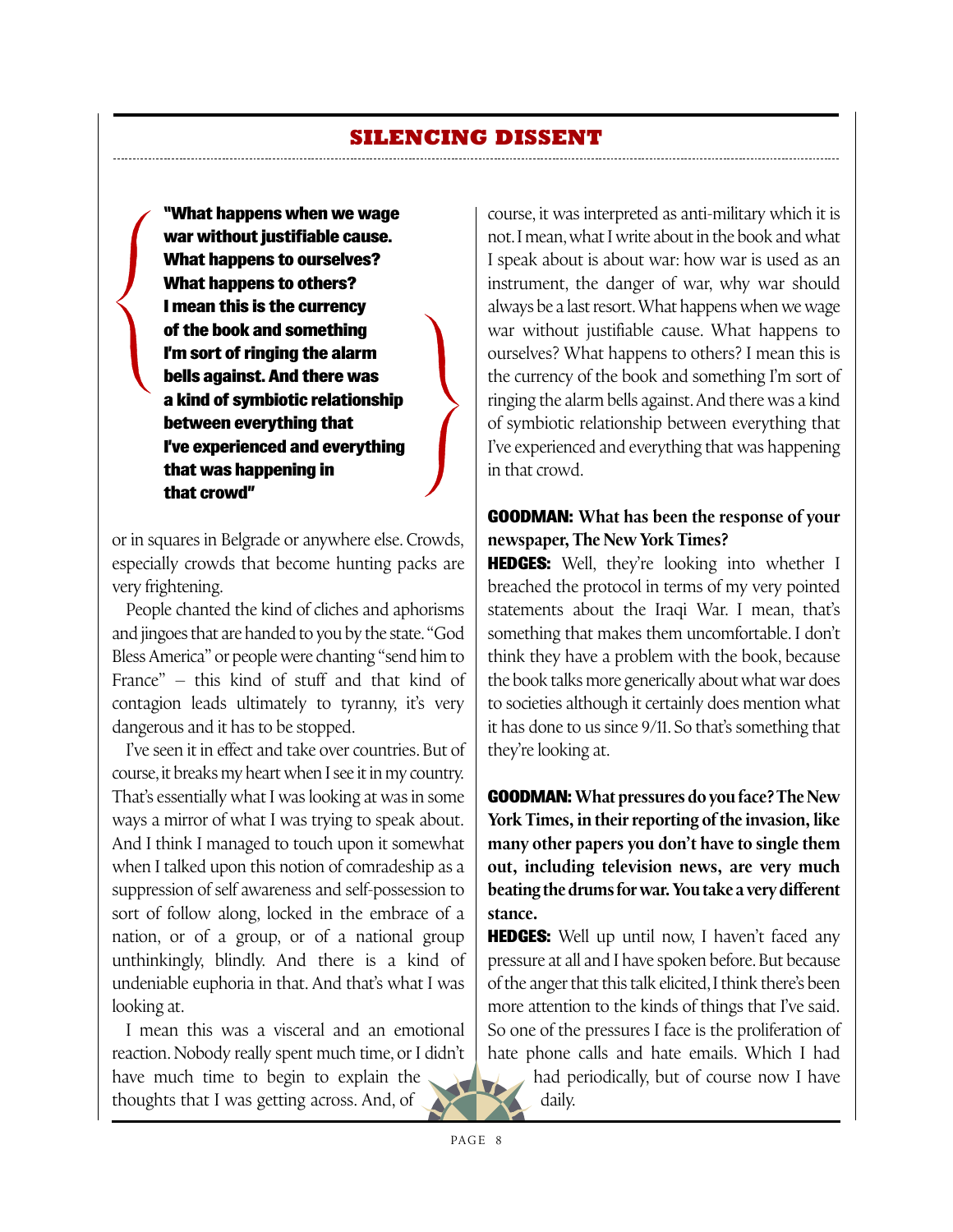## SILENCING DISSENT

> **"What happens when we wage war without justifiable cause. What happens to ourselves? What happens to others? I mean this is the currency of the book and something I'm sort of ringing the alarm bells against. And there was a kind of symbiotic relationship between everything that I've experienced and everything that was happening in that crowd"**

or in squares in Belgrade or anywhere else. Crowds, especially crowds that become hunting packs are very frightening.

People chanted the kind of cliches and aphorisms and jingoes that are handed to you by the state. "God Bless America" or people were chanting "send him to France" – this kind of stuff and that kind of contagion leads ultimately to tyranny, it's very dangerous and it has to be stopped.

I've seen it in effect and take over countries. But of course, it breaks my heart when I see it in my country. That's essentially what I was looking at was in some ways a mirror of what I was trying to speak about. And I think I managed to touch upon it somewhat when I talked upon this notion of comradeship as a suppression of self awareness and self-possession to sort of follow along, locked in the embrace of a nation, or of a group, or of a national group unthinkingly, blindly. And there is a kind of undeniable euphoria in that. And that's what I was looking at.

I mean this was a visceral and an emotional reaction. Nobody really spent much time, or I didn't have much time to begin to explain the thoughts that I was getting across. And, of course, it was interpreted as anti-military which it is not. I mean, what I write about in the book and what I speak about is about war: how war is used as an instrument, the danger of war, why war should always be a last resort. What happens when we wage war without justifiable cause. What happens to ourselves? What happens to others? I mean this is the currency of the book and something I'm sort of ringing the alarm bells against. And there was a kind of symbiotic relationship between everything that I've experienced and everything that was happening in that crowd.

**GOODMAN: What has been the response of your newspaper, The New York Times?**

**HEDGES:** Well, they're looking into whether I breached the protocol in terms of my very pointed statements about the Iraqi War. I mean, that's something that makes them uncomfortable. I don't think they have a problem with the book, because the book talks more generically about what war does to societies although it certainly does mention what it has done to us since 9/11. So that's something that they're looking at.

**GOODMAN: What pressures do you face? The New York Times, in their reporting of the invasion, like many other papers you don't have to single them out, including television news, are very much beating the drums for war. You take a very different stance.**

**HEDGES:** Well up until now, I haven't faced any pressure at all and I have spoken before. But because of the anger that this talk elicited, I think there's been more attention to the kinds of things that I've said. So one of the pressures I face is the proliferation of hate phone calls and hate emails. Which I had had periodically, but of course now I have daily.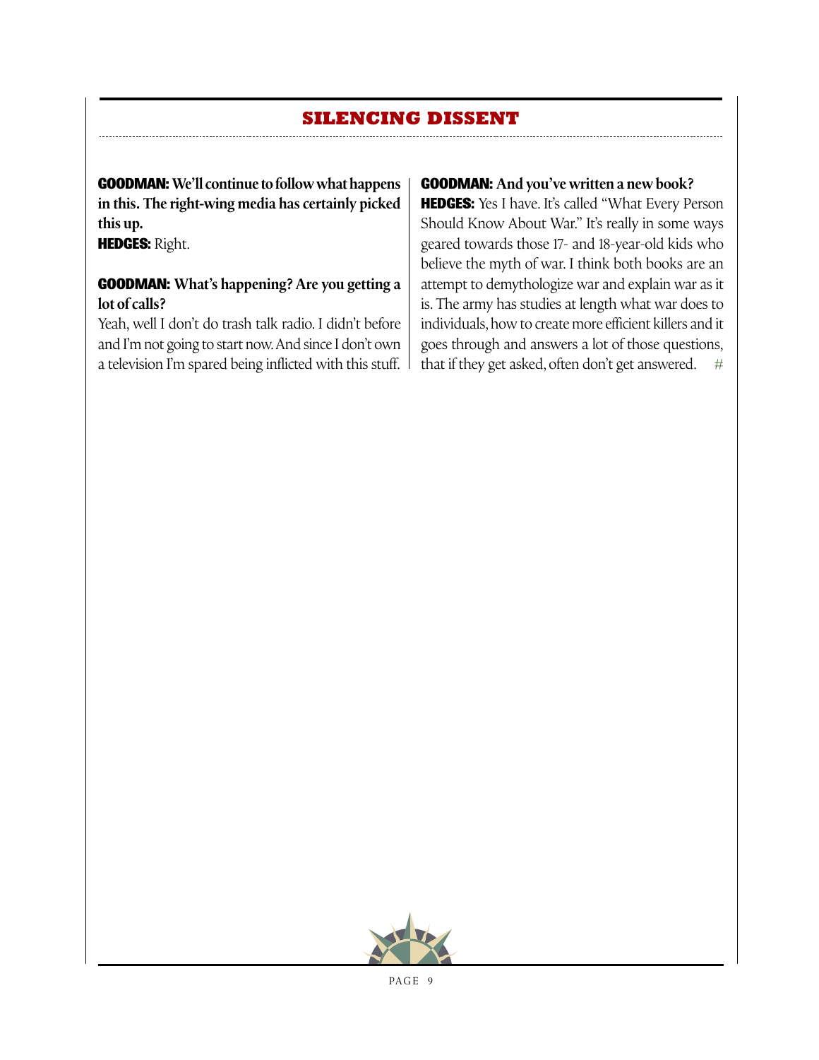## SILENCING DISSENT

**GOODMAN: We'll continue to follow what happens in this. The right-wing media has certainly picked this up.**

**HEDGES:** Right.

**GOODMAN: What's happening? Are you getting a lot of calls?**

Yeah, well I don't do trash talk radio. I didn't before and I'm not going to start now. And since I don't own a television I'm spared being inflicted with this stuff.

**GOODMAN: And you've written a new book?**

**HEDGES:** Yes I have. It's called "What Every Person Should Know About War." It's really in some ways geared towards those 17- and 18-year-old kids who believe the myth of war. I think both books are an attempt to demythologize war and explain war as it is. The army has studies at length what war does to individuals, how to create more efficient killers and it goes through and answers a lot of those questions, that if they get asked, often don't get answered. #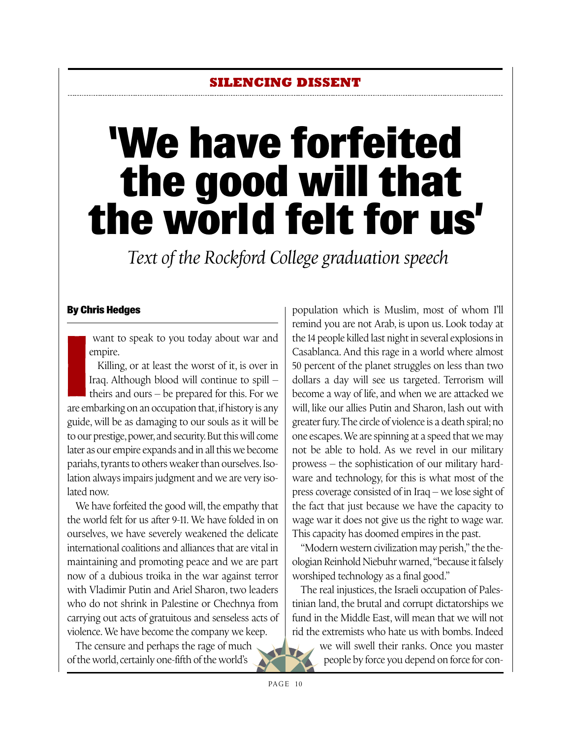**SILENCING DISSENT**

# 'We have forfeited the good will that the world felt for us'

*Text of the Rockford College graduation speech*

**By Chris Hedges**

I want to speak to you today about war and empire.

Killing, or at least the worst of it, is over in Iraq. Although blood will continue to spill – theirs and ours – be prepared for this. For we are embarking on an occupation that, if history is any guide, will be as damaging to our souls as it will be to our prestige, power, and security. But this will come later as our empire expands and in all this we become pariahs, tyrants to others weaker than ourselves. Isolation always impairs judgment and we are very isolated now.

We have forfeited the good will, the empathy that the world felt for us after 9-11. We have folded in on ourselves, we have severely weakened the delicate international coalitions and alliances that are vital in maintaining and promoting peace and we are part now of a dubious troika in the war against terror with Vladimir Putin and Ariel Sharon, two leaders who do not shrink in Palestine or Chechnya from carrying out acts of gratuitous and senseless acts of violence. We have become the company we keep.

The censure and perhaps the rage of much of the world, certainly one-fifth of the world's population which is Muslim, most of whom I'll remind you are not Arab, is upon us. Look today at the 14 people killed last night in several explosions in Casablanca. And this rage in a world where almost 50 percent of the planet struggles on less than two dollars a day will see us targeted. Terrorism will become a way of life, and when we are attacked we will, like our allies Putin and Sharon, lash out with greater fury. The circle of violence is a death spiral; no one escapes. We are spinning at a speed that we may not be able to hold. As we revel in our military prowess – the sophistication of our military hardware and technology, for this is what most of the press coverage consisted of in Iraq – we lose sight of the fact that just because we have the capacity to wage war it does not give us the right to wage war. This capacity has doomed empires in the past.

"Modern western civilization may perish," the theologian Reinhold Niebuhr warned, "because it falsely worshiped technology as a final good."

The real injustices, the Israeli occupation of Palestinian land, the brutal and corrupt dictatorships we fund in the Middle East, will mean that we will not rid the extremists who hate us with bombs. Indeed we will swell their ranks. Once you master people by force you depend on force for con-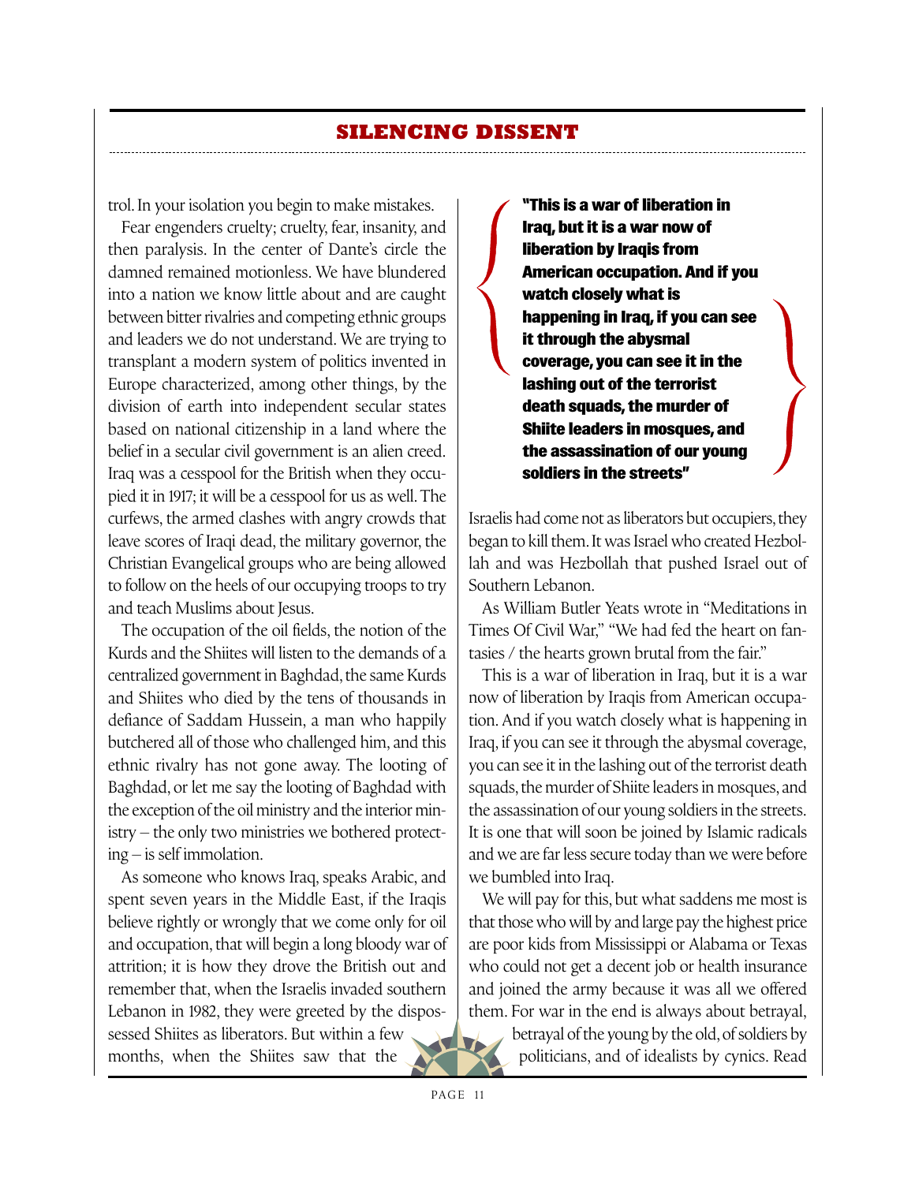trol. In your isolation you begin to make mistakes.

Fear engenders cruelty; cruelty, fear, insanity, and then paralysis. In the center of Dante's circle the damned remained motionless. We have blundered into a nation we know little about and are caught between bitter rivalries and competing ethnic groups and leaders we do not understand. We are trying to transplant a modern system of politics invented in Europe characterized, among other things, by the division of earth into independent secular states based on national citizenship in a land where the belief in a secular civil government is an alien creed. Iraq was a cesspool for the British when they occupied it in 1917; it will be a cesspool for us as well. The curfews, the armed clashes with angry crowds that leave scores of Iraqi dead, the military governor, the Christian Evangelical groups who are being allowed to follow on the heels of our occupying troops to try and teach Muslims about Jesus.

The occupation of the oil fields, the notion of the Kurds and the Shiites will listen to the demands of a centralized government in Baghdad, the same Kurds and Shiites who died by the tens of thousands in defiance of Saddam Hussein, a man who happily butchered all of those who challenged him, and this ethnic rivalry has not gone away. The looting of Baghdad, or let me say the looting of Baghdad with the exception of the oil ministry and the interior ministry – the only two ministries we bothered protecting – is self immolation.

As someone who knows Iraq, speaks Arabic, and spent seven years in the Middle East, if the Iraqis believe rightly or wrongly that we come only for oil and occupation, that will begin a long bloody war of attrition; it is how they drove the British out and remember that, when the Israelis invaded southern Lebanon in 1982, they were greeted by the dispossessed Shiites as liberators. But within a few months, when the Shiites saw that the Israelis had come not as liberators but occupiers, they began to kill them. It was Israel who created Hezbollah and was Hezbollah that pushed Israel out of Southern Lebanon.

> **"This is a war of liberation in Iraq, but it is a war now of liberation by Iraqis from American occupation. And if you watch closely what is happening in Iraq, if you can see it through the abysmal coverage, you can see it in the lashing out of the terrorist death squads, the murder of Shiite leaders in mosques, and the assassination of our young soldiers in the streets"**

As William Butler Yeats wrote in "Meditations in Times Of Civil War," "We had fed the heart on fantasies / the hearts grown brutal from the fair."

This is a war of liberation in Iraq, but it is a war now of liberation by Iraqis from American occupation. And if you watch closely what is happening in Iraq, if you can see it through the abysmal coverage, you can see it in the lashing out of the terrorist death squads, the murder of Shiite leaders in mosques, and the assassination of our young soldiers in the streets. It is one that will soon be joined by Islamic radicals and we are far less secure today than we were before we bumbled into Iraq.

We will pay for this, but what saddens me most is that those who will by and large pay the highest price are poor kids from Mississippi or Alabama or Texas who could not get a decent job or health insurance and joined the army because it was all we offered them. For war in the end is always about betrayal, betrayal of the young by the old, of soldiers by politicians, and of idealists by cynics. Read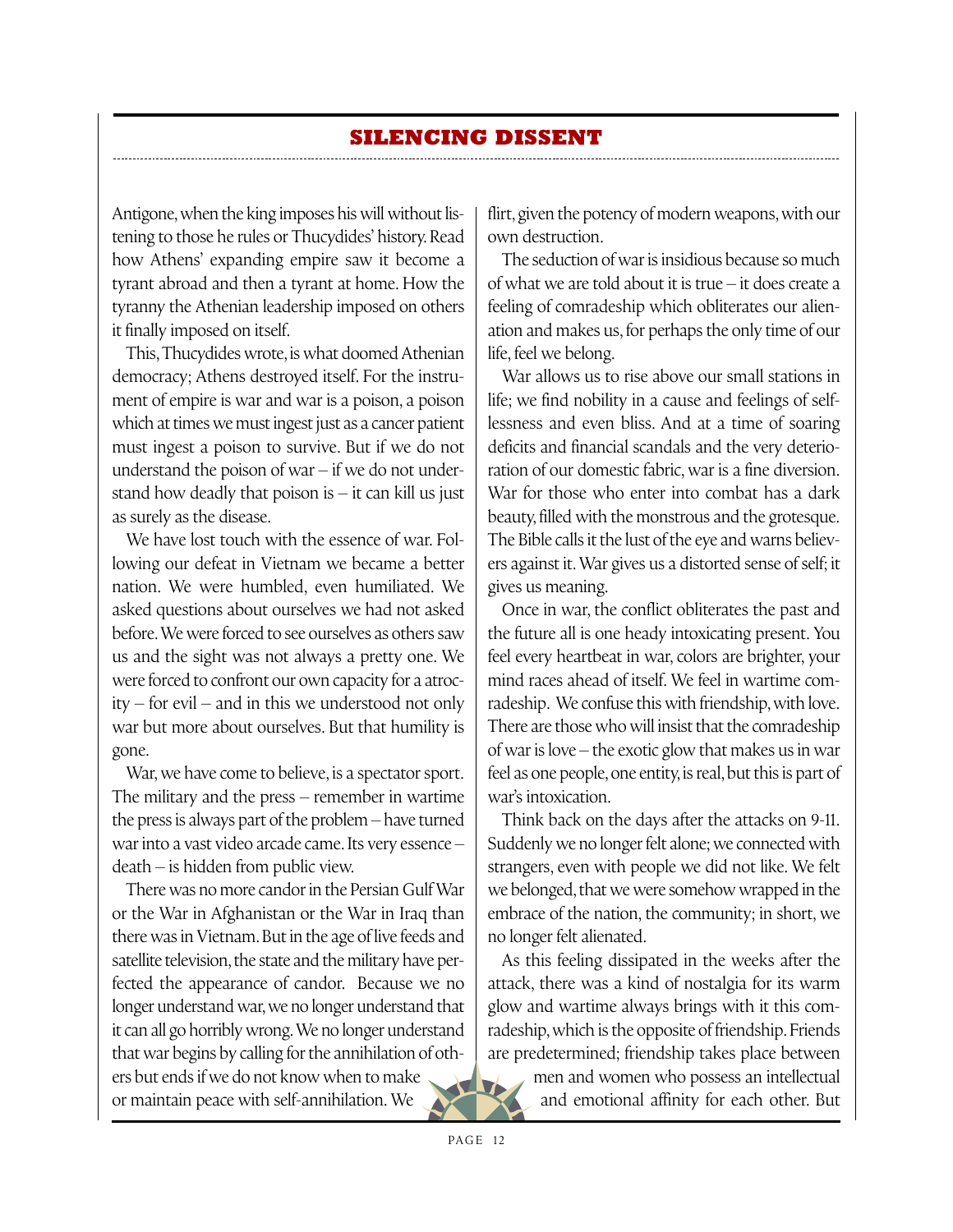Antigone, when the king imposes his will without listening to those he rules or Thucydides' history. Read how Athens' expanding empire saw it become a tyrant abroad and then a tyrant at home. How the tyranny the Athenian leadership imposed on others it finally imposed on itself.

This, Thucydides wrote, is what doomed Athenian democracy; Athens destroyed itself. For the instrument of empire is war and war is a poison, a poison which at times we must ingest just as a cancer patient must ingest a poison to survive. But if we do not understand the poison of war – if we do not understand how deadly that poison is – it can kill us just as surely as the disease.

We have lost touch with the essence of war. Following our defeat in Vietnam we became a better nation. We were humbled, even humiliated. We asked questions about ourselves we had not asked before. We were forced to see ourselves as others saw us and the sight was not always a pretty one. We were forced to confront our own capacity for a atrocity – for evil – and in this we understood not only war but more about ourselves. But that humility is gone.

War, we have come to believe, is a spectator sport. The military and the press – remember in wartime the press is always part of the problem – have turned war into a vast video arcade came. Its very essence – death – is hidden from public view.

There was no more candor in the Persian Gulf War or the War in Afghanistan or the War in Iraq than there was in Vietnam. But in the age of live feeds and satellite television, the state and the military have perfected the appearance of candor. Because we no longer understand war, we no longer understand that it can all go horribly wrong. We no longer understand that war begins by calling for the annihilation of others but ends if we do not know when to make or maintain peace with self-annihilation. We flirt, given the potency of modern weapons, with our own destruction.

The seduction of war is insidious because so much of what we are told about it is true – it does create a feeling of comradeship which obliterates our alienation and makes us, for perhaps the only time of our life, feel we belong.

War allows us to rise above our small stations in life; we find nobility in a cause and feelings of selflessness and even bliss. And at a time of soaring deficits and financial scandals and the very deterioration of our domestic fabric, war is a fine diversion. War for those who enter into combat has a dark beauty, filled with the monstrous and the grotesque. The Bible calls it the lust of the eye and warns believers against it. War gives us a distorted sense of self; it gives us meaning.

Once in war, the conflict obliterates the past and the future all is one heady intoxicating present. You feel every heartbeat in war, colors are brighter, your mind races ahead of itself. We feel in wartime comradeship. We confuse this with friendship, with love. There are those who will insist that the comradeship of war is love – the exotic glow that makes us in war feel as one people, one entity, is real, but this is part of war's intoxication.

Think back on the days after the attacks on 9-11. Suddenly we no longer felt alone; we connected with strangers, even with people we did not like. We felt we belonged, that we were somehow wrapped in the embrace of the nation, the community; in short, we no longer felt alienated.

As this feeling dissipated in the weeks after the attack, there was a kind of nostalgia for its warm glow and wartime always brings with it this comradeship, which is the opposite of friendship. Friends are predetermined; friendship takes place between men and women who possess an intellectual and emotional affinity for each other. But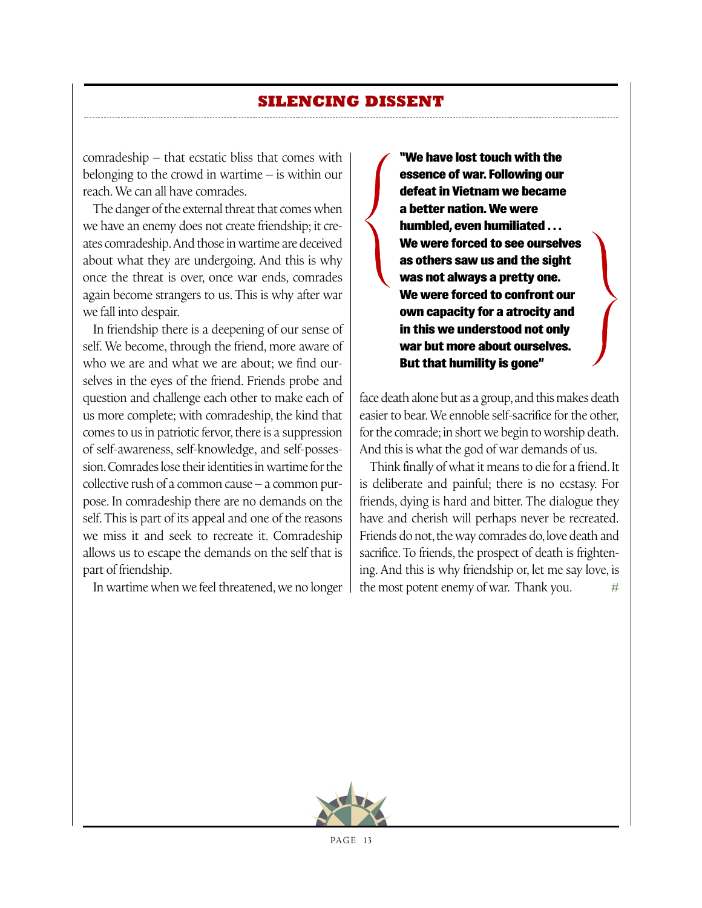comradeship – that ecstatic bliss that comes with belonging to the crowd in wartime – is within our reach. We can all have comrades.

The danger of the external threat that comes when we have an enemy does not create friendship; it creates comradeship. And those in wartime are deceived about what they are undergoing. And this is why once the threat is over, once war ends, comrades again become strangers to us. This is why after war we fall into despair.

In friendship there is a deepening of our sense of self. We become, through the friend, more aware of who we are and what we are about; we find ourselves in the eyes of the friend. Friends probe and question and challenge each other to make each of us more complete; with comradeship, the kind that comes to us in patriotic fervor, there is a suppression of self-awareness, self-knowledge, and self-possession. Comrades lose their identities in wartime for the collective rush of a common cause – a common purpose. In comradeship there are no demands on the self. This is part of its appeal and one of the reasons we miss it and seek to recreate it. Comradeship allows us to escape the demands on the self that is part of friendship.

In wartime when we feel threatened, we no longer face death alone but as a group, and this makes death easier to bear. We ennoble self-sacrifice for the other, for the comrade; in short we begin to worship death. And this is what the god of war demands of us.

> **"We have lost touch with the essence of war. Following our defeat in Vietnam we became a better nation. We were humbled, even humiliated . . . We were forced to see ourselves as others saw us and the sight was not always a pretty one. We were forced to confront our own capacity for a atrocity and in this we understood not only war but more about ourselves. But that humility is gone"**

Think finally of what it means to die for a friend. It is deliberate and painful; there is no ecstasy. For friends, dying is hard and bitter. The dialogue they have and cherish will perhaps never be recreated. Friends do not, the way comrades do, love death and sacrifice. To friends, the prospect of death is frightening. And this is why friendship or, let me say love, is the most potent enemy of war. Thank you. #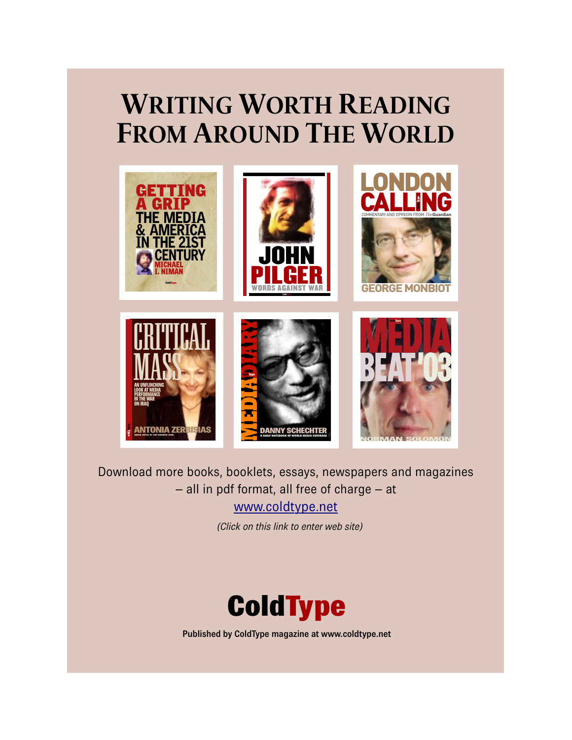# Writing Worth Reading From Around The World

Download more books, booklets, essays, newspapers and magazines – all in pdf format, all free of charge – at

www.coldtype.net

*(Click on this link to enter web site)*

**ColdType**

**Published by ColdType magazine at www.coldtype.net**